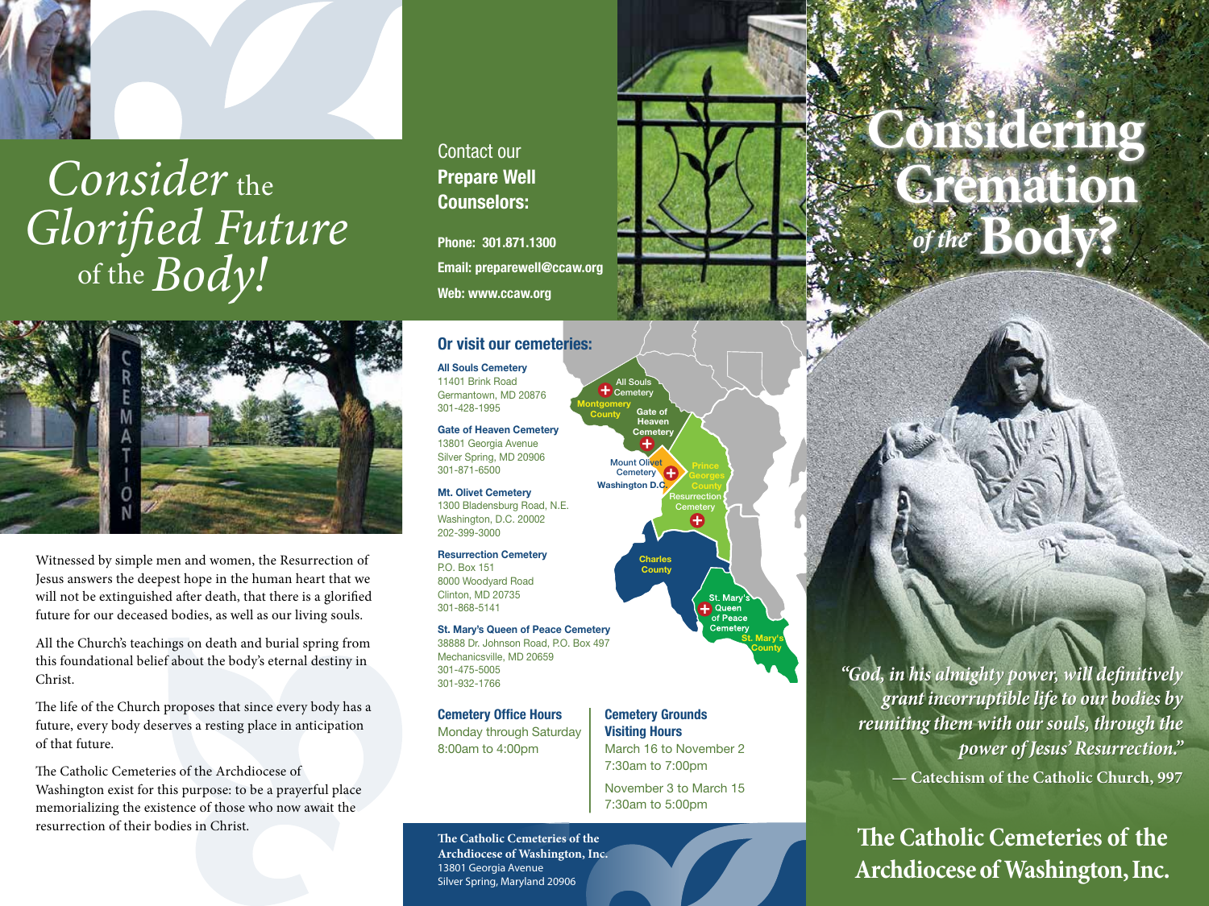# *Consider* the *Glorified Future* of the *Body!*

Witnessed by simple men and women, the Resurrection of Jesus answers the deepest hope in the human heart that we will not be extinguished after death, that there is a glorified future for our deceased bodies, as well as our living souls.

All the Church's teachings on death and burial spring from this foundational belief about the body's eternal destiny in Christ.

The life of the Church proposes that since every body has a future, every body deserves a resting place in anticipation of that future.

The Catholic Cemeteries of the Archdiocese of Washington exist for this purpose: to be a prayerful place memorializing the existence of those who now await the resurrection of their bodies in Christ.

## Contact our **Prepare Well Counselors:**

**Phone: 301.871.1300**
**Email: preparewell@ccaw.org**
**Web: www.ccaw.org**

## Or visit our cemeteries:

**All Souls Cemetery**
11401 Brink Road
Germantown, MD 20876
301-428-1995

**Gate of Heaven Cemetery**
13801 Georgia Avenue
Silver Spring, MD 20906
301-871-6500

**Mt. Olivet Cemetery**
1300 Bladensburg Road, N.E.
Washington, D.C. 20002
202-399-3000

**Resurrection Cemetery**
P.O. Box 151
8000 Woodyard Road
Clinton, MD 20735
301-868-5141

**St. Mary's Queen of Peace Cemetery**
38888 Dr. Johnson Road, P.O. Box 497
Mechanicsville, MD 20659
301-475-5005
301-932-1766

**Cemetery Office Hours**
Monday through Saturday
8:00am to 4:00pm

**Cemetery Grounds Visiting Hours**
March 16 to November 2
7:30am to 7:00pm

November 3 to March 15
7:30am to 5:00pm

**The Catholic Cemeteries of the Archdiocese of Washington, Inc.**
13801 Georgia Avenue
Silver Spring, Maryland 20906

# Considering Cremation *of the* Body?

*"God, in his almighty power, will definitively grant incorruptible life to our bodies by reuniting them with our souls, through the power of Jesus' Resurrection."*

**— Catechism of the Catholic Church, 997**

**The Catholic Cemeteries of the Archdiocese of Washington, Inc.**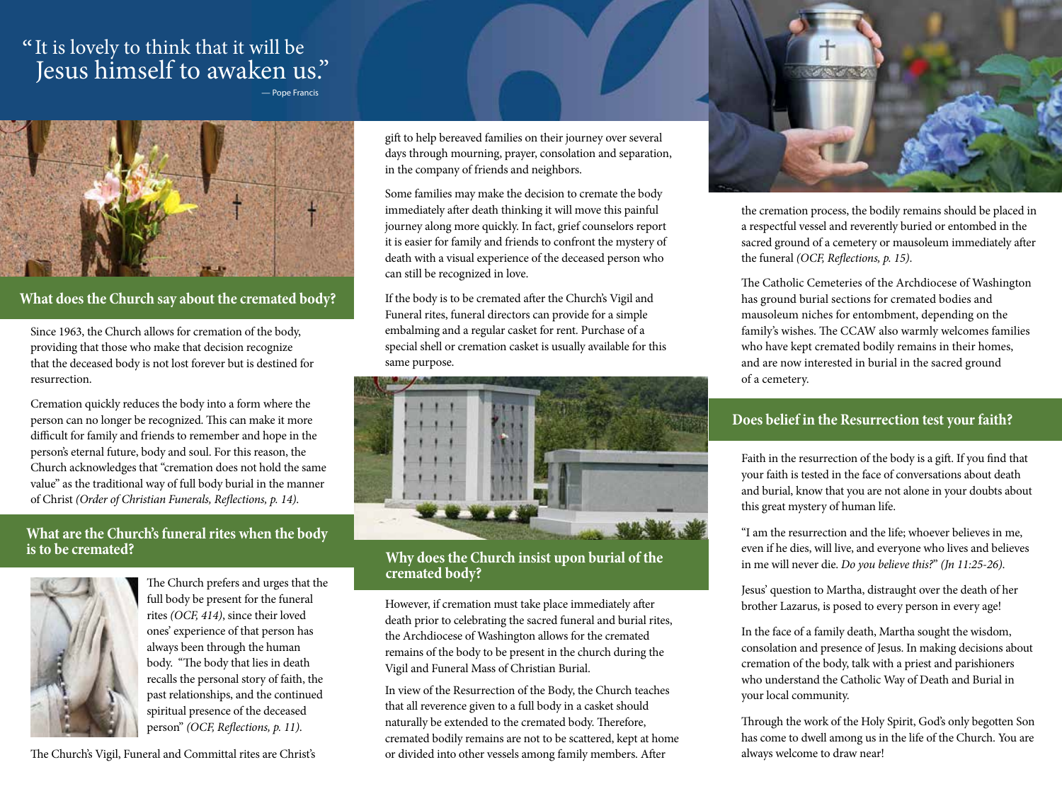> "It is lovely to think that it will be Jesus himself to awaken us."
>
> — Pope Francis

## What does the Church say about the cremated body?

Since 1963, the Church allows for cremation of the body, providing that those who make that decision recognize that the deceased body is not lost forever but is destined for resurrection.

Cremation quickly reduces the body into a form where the person can no longer be recognized. This can make it more difficult for family and friends to remember and hope in the person's eternal future, body and soul. For this reason, the Church acknowledges that "cremation does not hold the same value" as the traditional way of full body burial in the manner of Christ *(Order of Christian Funerals, Reflections, p. 14).*

## What are the Church's funeral rites when the body is to be cremated?

The Church prefers and urges that the full body be present for the funeral rites *(OCF, 414)*, since their loved ones' experience of that person has always been through the human body. "The body that lies in death recalls the personal story of faith, the past relationships, and the continued spiritual presence of the deceased person" *(OCF, Reflections, p. 11).*

The Church's Vigil, Funeral and Committal rites are Christ's gift to help bereaved families on their journey over several days through mourning, prayer, consolation and separation, in the company of friends and neighbors.

Some families may make the decision to cremate the body immediately after death thinking it will move this painful journey along more quickly. In fact, grief counselors report it is easier for family and friends to confront the mystery of death with a visual experience of the deceased person who can still be recognized in love.

If the body is to be cremated after the Church's Vigil and Funeral rites, funeral directors can provide for a simple embalming and a regular casket for rent. Purchase of a special shell or cremation casket is usually available for this same purpose.

## Why does the Church insist upon burial of the cremated body?

However, if cremation must take place immediately after death prior to celebrating the sacred funeral and burial rites, the Archdiocese of Washington allows for the cremated remains of the body to be present in the church during the Vigil and Funeral Mass of Christian Burial.

In view of the Resurrection of the Body, the Church teaches that all reverence given to a full body in a casket should naturally be extended to the cremated body. Therefore, cremated bodily remains are not to be scattered, kept at home or divided into other vessels among family members. After the cremation process, the bodily remains should be placed in a respectful vessel and reverently buried or entombed in the sacred ground of a cemetery or mausoleum immediately after the funeral *(OCF, Reflections, p. 15).*

The Catholic Cemeteries of the Archdiocese of Washington has ground burial sections for cremated bodies and mausoleum niches for entombment, depending on the family's wishes. The CCAW also warmly welcomes families who have kept cremated bodily remains in their homes, and are now interested in burial in the sacred ground of a cemetery.

## Does belief in the Resurrection test your faith?

Faith in the resurrection of the body is a gift. If you find that your faith is tested in the face of conversations about death and burial, know that you are not alone in your doubts about this great mystery of human life.

"I am the resurrection and the life; whoever believes in me, even if he dies, will live, and everyone who lives and believes in me will never die. *Do you believe this?*" *(Jn 11:25-26).*

Jesus' question to Martha, distraught over the death of her brother Lazarus, is posed to every person in every age!

In the face of a family death, Martha sought the wisdom, consolation and presence of Jesus. In making decisions about cremation of the body, talk with a priest and parishioners who understand the Catholic Way of Death and Burial in your local community.

Through the work of the Holy Spirit, God's only begotten Son has come to dwell among us in the life of the Church. You are always welcome to draw near!